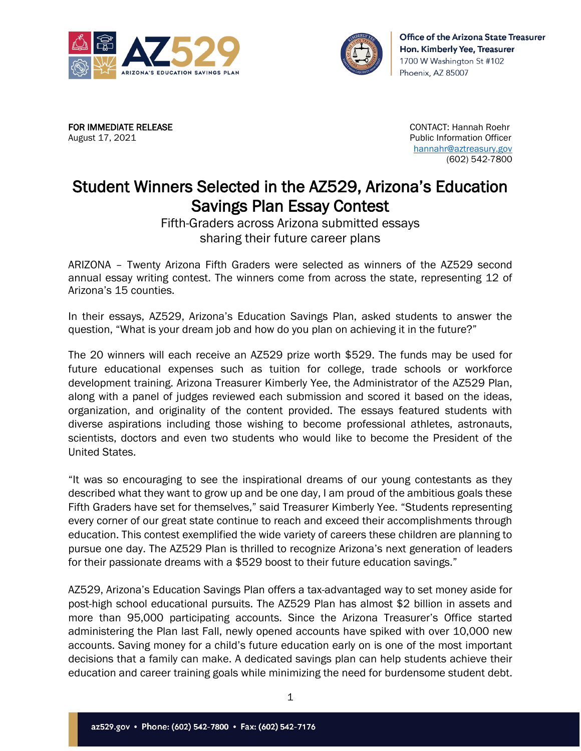AZ529 ARIZONA'S EDUCATION SAVINGS PLAN

**Office of the Arizona State Treasurer**
**Hon. Kimberly Yee, Treasurer**
1700 W Washington St #102
Phoenix, AZ 85007

**FOR IMMEDIATE RELEASE**
August 17, 2021

CONTACT: Hannah Roehr
Public Information Officer
hannahr@aztreasury.gov
(602) 542-7800

# Student Winners Selected in the AZ529, Arizona's Education Savings Plan Essay Contest

Fifth-Graders across Arizona submitted essays sharing their future career plans

ARIZONA – Twenty Arizona Fifth Graders were selected as winners of the AZ529 second annual essay writing contest. The winners come from across the state, representing 12 of Arizona's 15 counties.

In their essays, AZ529, Arizona's Education Savings Plan, asked students to answer the question, "What is your dream job and how do you plan on achieving it in the future?"

The 20 winners will each receive an AZ529 prize worth $529. The funds may be used for future educational expenses such as tuition for college, trade schools or workforce development training. Arizona Treasurer Kimberly Yee, the Administrator of the AZ529 Plan, along with a panel of judges reviewed each submission and scored it based on the ideas, organization, and originality of the content provided. The essays featured students with diverse aspirations including those wishing to become professional athletes, astronauts, scientists, doctors and even two students who would like to become the President of the United States.

"It was so encouraging to see the inspirational dreams of our young contestants as they described what they want to grow up and be one day, I am proud of the ambitious goals these Fifth Graders have set for themselves," said Treasurer Kimberly Yee. "Students representing every corner of our great state continue to reach and exceed their accomplishments through education. This contest exemplified the wide variety of careers these children are planning to pursue one day. The AZ529 Plan is thrilled to recognize Arizona's next generation of leaders for their passionate dreams with a $529 boost to their future education savings."

AZ529, Arizona's Education Savings Plan offers a tax-advantaged way to set money aside for post-high school educational pursuits. The AZ529 Plan has almost $2 billion in assets and more than 95,000 participating accounts. Since the Arizona Treasurer's Office started administering the Plan last Fall, newly opened accounts have spiked with over 10,000 new accounts. Saving money for a child's future education early on is one of the most important decisions that a family can make. A dedicated savings plan can help students achieve their education and career training goals while minimizing the need for burdensome student debt.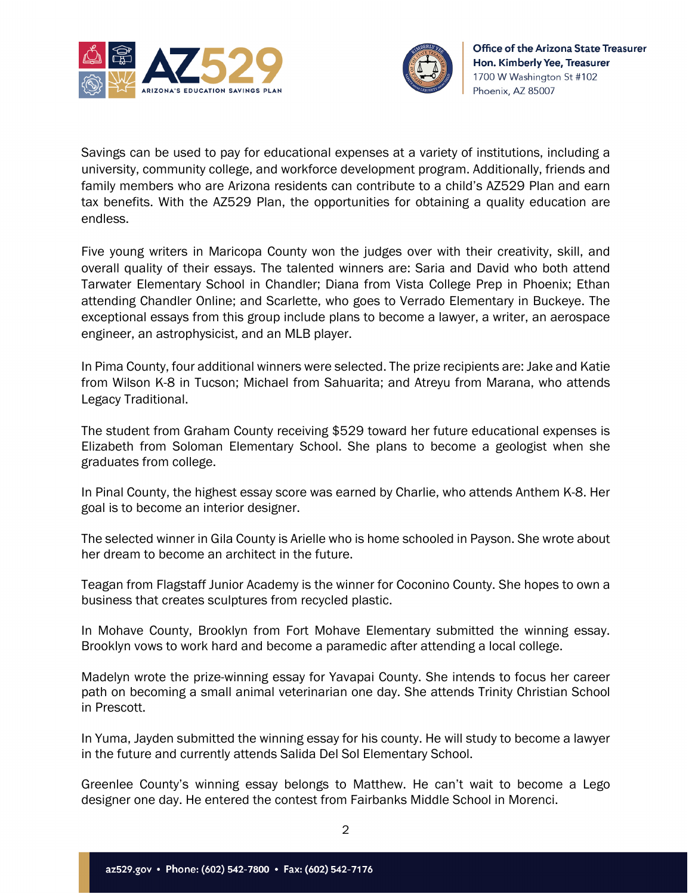Savings can be used to pay for educational expenses at a variety of institutions, including a university, community college, and workforce development program. Additionally, friends and family members who are Arizona residents can contribute to a child's AZ529 Plan and earn tax benefits. With the AZ529 Plan, the opportunities for obtaining a quality education are endless.

Five young writers in Maricopa County won the judges over with their creativity, skill, and overall quality of their essays. The talented winners are: Saria and David who both attend Tarwater Elementary School in Chandler; Diana from Vista College Prep in Phoenix; Ethan attending Chandler Online; and Scarlette, who goes to Verrado Elementary in Buckeye. The exceptional essays from this group include plans to become a lawyer, a writer, an aerospace engineer, an astrophysicist, and an MLB player.

In Pima County, four additional winners were selected. The prize recipients are: Jake and Katie from Wilson K-8 in Tucson; Michael from Sahuarita; and Atreyu from Marana, who attends Legacy Traditional.

The student from Graham County receiving $529 toward her future educational expenses is Elizabeth from Soloman Elementary School. She plans to become a geologist when she graduates from college.

In Pinal County, the highest essay score was earned by Charlie, who attends Anthem K-8. Her goal is to become an interior designer.

The selected winner in Gila County is Arielle who is home schooled in Payson. She wrote about her dream to become an architect in the future.

Teagan from Flagstaff Junior Academy is the winner for Coconino County. She hopes to own a business that creates sculptures from recycled plastic.

In Mohave County, Brooklyn from Fort Mohave Elementary submitted the winning essay. Brooklyn vows to work hard and become a paramedic after attending a local college.

Madelyn wrote the prize-winning essay for Yavapai County. She intends to focus her career path on becoming a small animal veterinarian one day. She attends Trinity Christian School in Prescott.

In Yuma, Jayden submitted the winning essay for his county. He will study to become a lawyer in the future and currently attends Salida Del Sol Elementary School.

Greenlee County's winning essay belongs to Matthew. He can't wait to become a Lego designer one day. He entered the contest from Fairbanks Middle School in Morenci.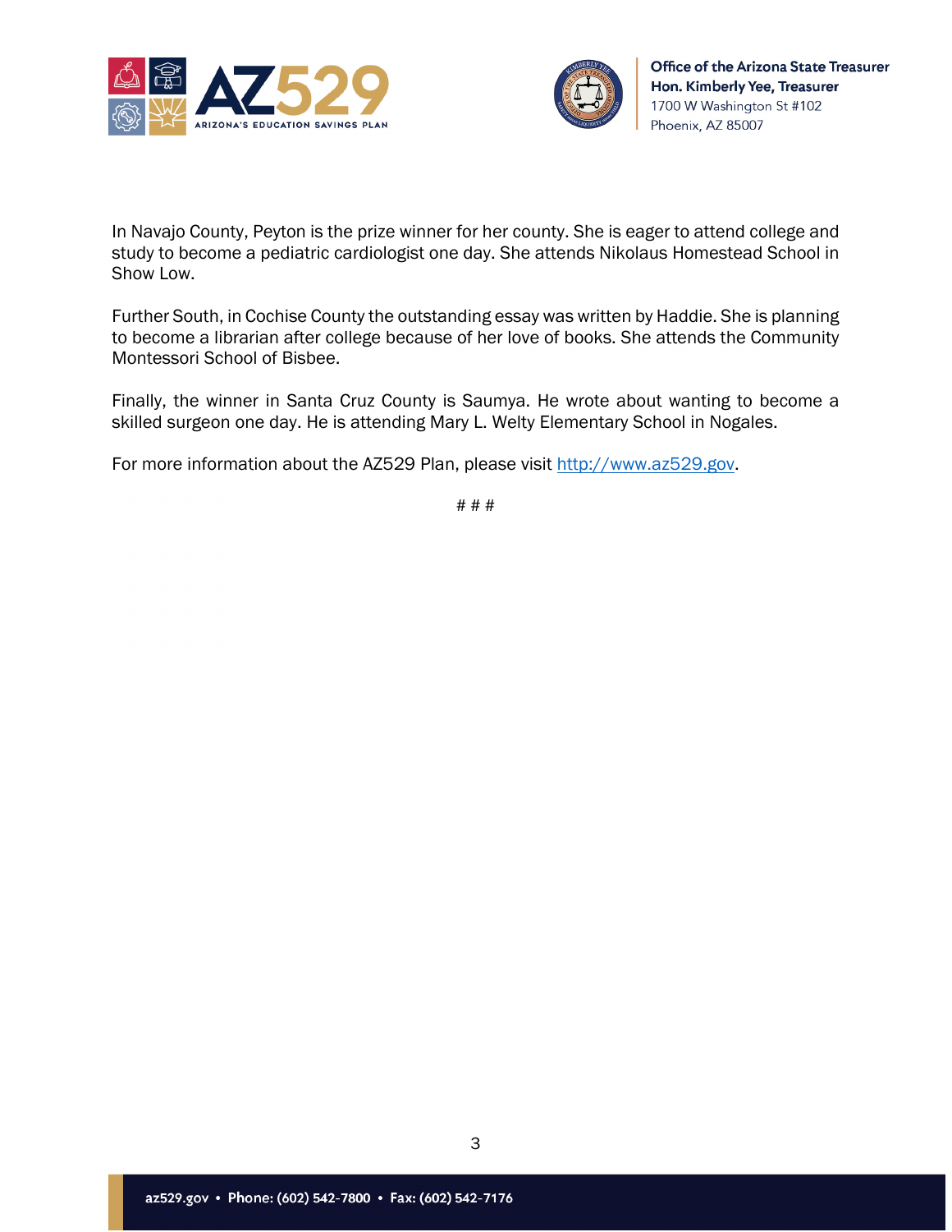In Navajo County, Peyton is the prize winner for her county. She is eager to attend college and study to become a pediatric cardiologist one day. She attends Nikolaus Homestead School in Show Low.

Further South, in Cochise County the outstanding essay was written by Haddie. She is planning to become a librarian after college because of her love of books. She attends the Community Montessori School of Bisbee.

Finally, the winner in Santa Cruz County is Saumya. He wrote about wanting to become a skilled surgeon one day. He is attending Mary L. Welty Elementary School in Nogales.

For more information about the AZ529 Plan, please visit [http://www.az529.gov](http://www.az529.gov).

# # #